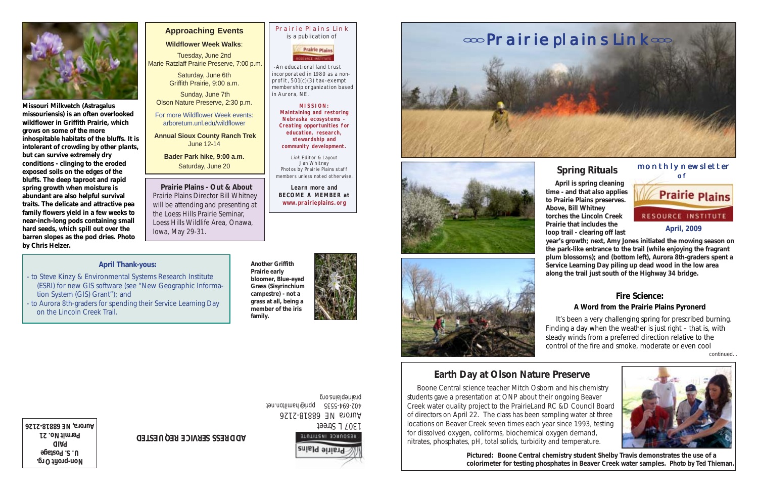# Prairie Plains Link

monthly newsletter of Prairie Plains Resource Institute

**April, 2009**

## Spring Rituals

**April is spring cleaning time - and that also applies to Prairie Plains preserves. Above, Bill Whitney torches the Lincoln Creek Prairie that includes the loop trail - clearing off last year's growth; next, Amy Jones initiated the mowing season on the park-like entrance to the trail (while enjoying the fragrant plum blossoms); and (bottom left), Aurora 8th-graders spent a Service Learning Day piling up dead wood in the low area along the trail just south of the Highway 34 bridge.**

## Fire Science:

### A Word from the Prairie Plains Pyronerd

It's been a very challenging spring for prescribed burning. Finding a day when the weather is just right – that is, with steady winds from a preferred direction relative to the control of the fire and smoke, moderate or even cool

continued...

## Earth Day at Olson Nature Preserve

Boone Central science teacher Mitch Osborn and his chemistry students gave a presentation at ONP about their ongoing Beaver Creek water quality project to the PrairieLand RC&D Council Board of directors on April 22. The class has been sampling water at three locations on Beaver Creek seven times each year since 1993, testing for dissolved oxygen, coliforms, biochemical oxygen demand, nitrates, phosphates, pH, total solids, turbidity and temperature.

**Pictured: Boone Central chemistry student Shelby Travis demonstrates the use of a colorimeter for testing phosphates in Beaver Creek water samples. Photo by Ted Thieman.**

---

**Missouri Milkvetch (Astragalus missouriensis) is an often overlooked wildflower in Griffith Prairie, which grows on some of the more inhospitable habitats of the bluffs. It is intolerant of crowding by other plants, but can survive extremely dry conditions - clinging to the eroded exposed soils on the edges of the bluffs. The deep taproot and rapid spring growth when moisture is abundant are also helpful survival traits. The delicate and attractive pea family flowers yield in a few weeks to near-inch-long pods containing small hard seeds, which spill out over the barren slopes as the pod dries. Photo by Chris Helzer.**

## Approaching Events

**Wildflower Week Walks**:

Tuesday, June 2nd
Marie Ratzlaff Prairie Preserve, 7:00 p.m.

Saturday, June 6th
Griffith Prairie, 9:00 a.m.

Sunday, June 7th
Olson Nature Preserve, 2:30 p.m.

For more Wildflower Week events: arboretum.unl.edu/wildflower

**Annual Sioux County Ranch Trek**
June 12-14

**Bader Park hike, 9:00 a.m.**
Saturday, June 20

### Prairie Plains - Out & About

Prairie Plains Director Bill Whitney will be attending and presenting at the Loess Hills Prairie Seminar, Loess Hills Wildlife Area, Onawa, Iowa, May 29-31.

---

Prairie Plains Link is a publication of Prairie Plains Resource Institute - An educational land trust incorporated in 1980 as a non-profit, 501(c)(3) tax-exempt membership organization based in Aurora, NE.

**MISSION: Maintaining and restoring Nebraska ecosystems - Creating opportunities for education, research, stewardship and community development.**

*Link* Editor & Layout
Jan Whitney
Photos by Prairie Plains staff members unless noted otherwise.

**Learn more and BECOME A MEMBER at www.prairieplains.org**

---

### April Thank-yous:

- to Steve Kinzy & Environmental Systems Research Institute (ESRI) for new GIS software (see "New Geographic Information System (GIS) Grant"); and
- to Aurora 8th-graders for spending their Service Learning Day on the Lincoln Creek Trail.

**Another Griffith Prairie early bloomer, Blue-eyed Grass (Sisyrinchium campestre) - not a grass at all, being a member of the iris family.**

---

Prairie Plains Resource Institute
1307 L Street
Aurora NE 68818-2126
402-694-5535 ppri@hamilton.net
prairieplains.org

**ADDRESS SERVICE REQUESTED**

**Non-profit Org.
U. S. Postage
PAID
Permit No. 21
Aurora, NE 68818-2126**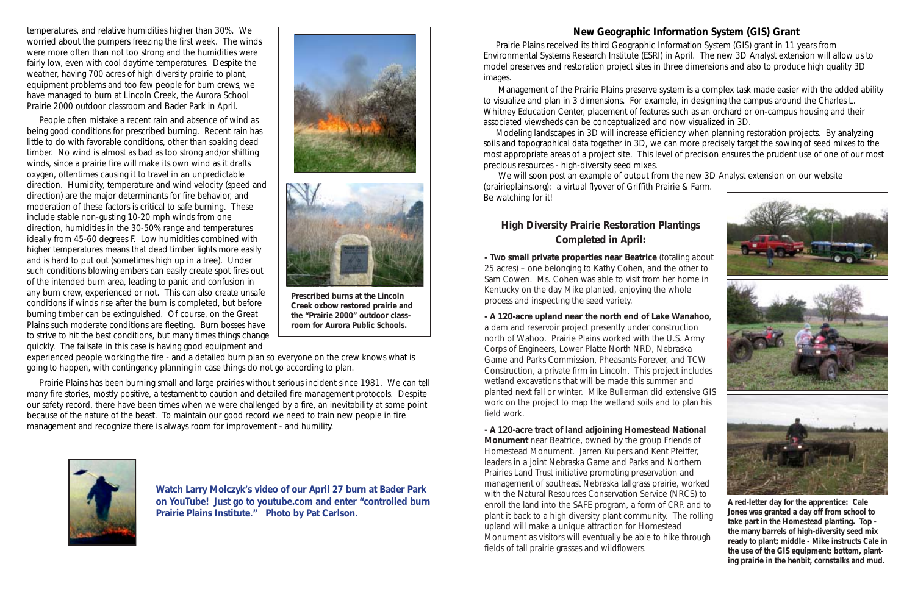temperatures, and relative humidities higher than 30%. We worried about the pumpers freezing the first week. The winds were more often than not too strong and the humidities were fairly low, even with cool daytime temperatures. Despite the weather, having 700 acres of high diversity prairie to plant, equipment problems and too few people for burn crews, we have managed to burn at Lincoln Creek, the Aurora School Prairie 2000 outdoor classroom and Bader Park in April.

People often mistake a recent rain and absence of wind as being good conditions for prescribed burning. Recent rain has little to do with favorable conditions, other than soaking dead timber. No wind is almost as bad as too strong and/or shifting winds, since a prairie fire will make its own wind as it drafts oxygen, oftentimes causing it to travel in an unpredictable direction. Humidity, temperature and wind velocity (speed and direction) are the major determinants for fire behavior, and moderation of these factors is critical to safe burning. These include stable non-gusting 10-20 mph winds from one direction, humidities in the 30-50% range and temperatures ideally from 45-60 degrees F. Low humidities combined with higher temperatures means that dead timber lights more easily and is hard to put out (sometimes high up in a tree). Under such conditions blowing embers can easily create spot fires out of the intended burn area, leading to panic and confusion in any burn crew, experienced or not. This can also create unsafe conditions if winds rise after the burn is completed, but before burning timber can be extinguished. Of course, on the Great Plains such moderate conditions are fleeting. Burn bosses have to strive to hit the best conditions, but many times things change quickly. The failsafe in this case is having good equipment and experienced people working the fire - and a detailed burn plan so everyone on the crew knows what is going to happen, with contingency planning in case things do not go according to plan.

**Prescribed burns at the Lincoln Creek oxbow restored prairie and the "Prairie 2000" outdoor classroom for Aurora Public Schools.**

Prairie Plains has been burning small and large prairies without serious incident since 1981. We can tell many fire stories, mostly positive, a testament to caution and detailed fire management protocols. Despite our safety record, there have been times when we were challenged by a fire, an inevitability at some point because of the nature of the beast. To maintain our good record we need to train new people in fire management and recognize there is always room for improvement - and humility.

**Watch Larry Molczyk's video of our April 27 burn at Bader Park on YouTube! Just go to youtube.com and enter "controlled burn Prairie Plains Institute." Photo by Pat Carlson.**

## New Geographic Information System (GIS) Grant

Prairie Plains received its third Geographic Information System (GIS) grant in 11 years from Environmental Systems Research Institute (ESRI) in April. The new 3D Analyst extension will allow us to model preserves and restoration project sites in three dimensions and also to produce high quality 3D images.

Management of the Prairie Plains preserve system is a complex task made easier with the added ability to visualize and plan in 3 dimensions. For example, in designing the campus around the Charles L. Whitney Education Center, placement of features such as an orchard or on-campus housing and their associated viewsheds can be conceptualized and now visualized in 3D.

Modeling landscapes in 3D will increase efficiency when planning restoration projects. By analyzing soils and topographical data together in 3D, we can more precisely target the sowing of seed mixes to the most appropriate areas of a project site. This level of precision ensures the prudent use of one of our most precious resources - high-diversity seed mixes.

We will soon post an example of output from the new 3D Analyst extension on our website (prairieplains.org): a virtual flyover of Griffith Prairie & Farm. Be watching for it!

## High Diversity Prairie Restoration Plantings Completed in April:

**- Two small private properties near Beatrice** (totaling about 25 acres) – one belonging to Kathy Cohen, and the other to Sam Cowen. Ms. Cohen was able to visit from her home in Kentucky on the day Mike planted, enjoying the whole process and inspecting the seed variety.

**- A 120-acre upland near the north end of Lake Wanahoo**, a dam and reservoir project presently under construction north of Wahoo. Prairie Plains worked with the U.S. Army Corps of Engineers, Lower Platte North NRD, Nebraska Game and Parks Commission, Pheasants Forever, and TCW Construction, a private firm in Lincoln. This project includes wetland excavations that will be made this summer and planted next fall or winter. Mike Bullerman did extensive GIS work on the project to map the wetland soils and to plan his field work.

**- A 120-acre tract of land adjoining Homestead National Monument** near Beatrice, owned by the group Friends of Homestead Monument. Jarren Kuipers and Kent Pfeiffer, leaders in a joint Nebraska Game and Parks and Northern Prairies Land Trust initiative promoting preservation and management of southeast Nebraska tallgrass prairie, worked with the Natural Resources Conservation Service (NRCS) to enroll the land into the SAFE program, a form of CRP, and to plant it back to a high diversity plant community. The rolling upland will make a unique attraction for Homestead Monument as visitors will eventually be able to hike through fields of tall prairie grasses and wildflowers.

**A red-letter day for the apprentice: Cale Jones was granted a day off from school to take part in the Homestead planting. Top - the many barrels of high-diversity seed mix ready to plant; middle - Mike instructs Cale in the use of the GIS equipment; bottom, planting prairie in the henbit, cornstalks and mud.**